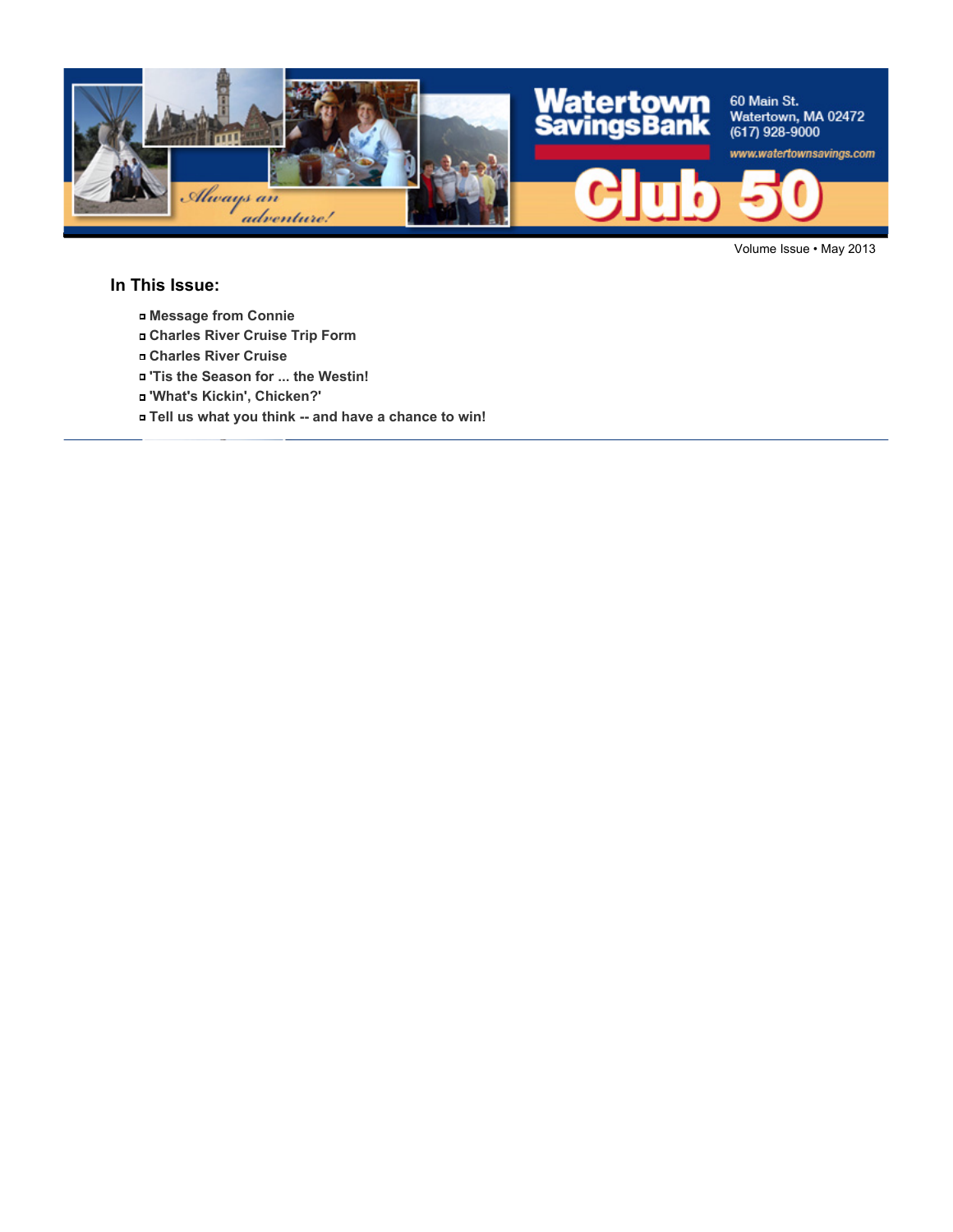Watertown Savings Bank

60 Main St.
Watertown, MA 02472
(617) 928-9000
www.watertownsavings.com

*Always an adventure!*

# Club 50

Volume Issue • May 2013

## In This Issue:

- **Message from Connie**
- **Charles River Cruise Trip Form**
- **Charles River Cruise**
- **'Tis the Season for ... the Westin!**
- **'What's Kickin', Chicken?'**
- **Tell us what you think -- and have a chance to win!**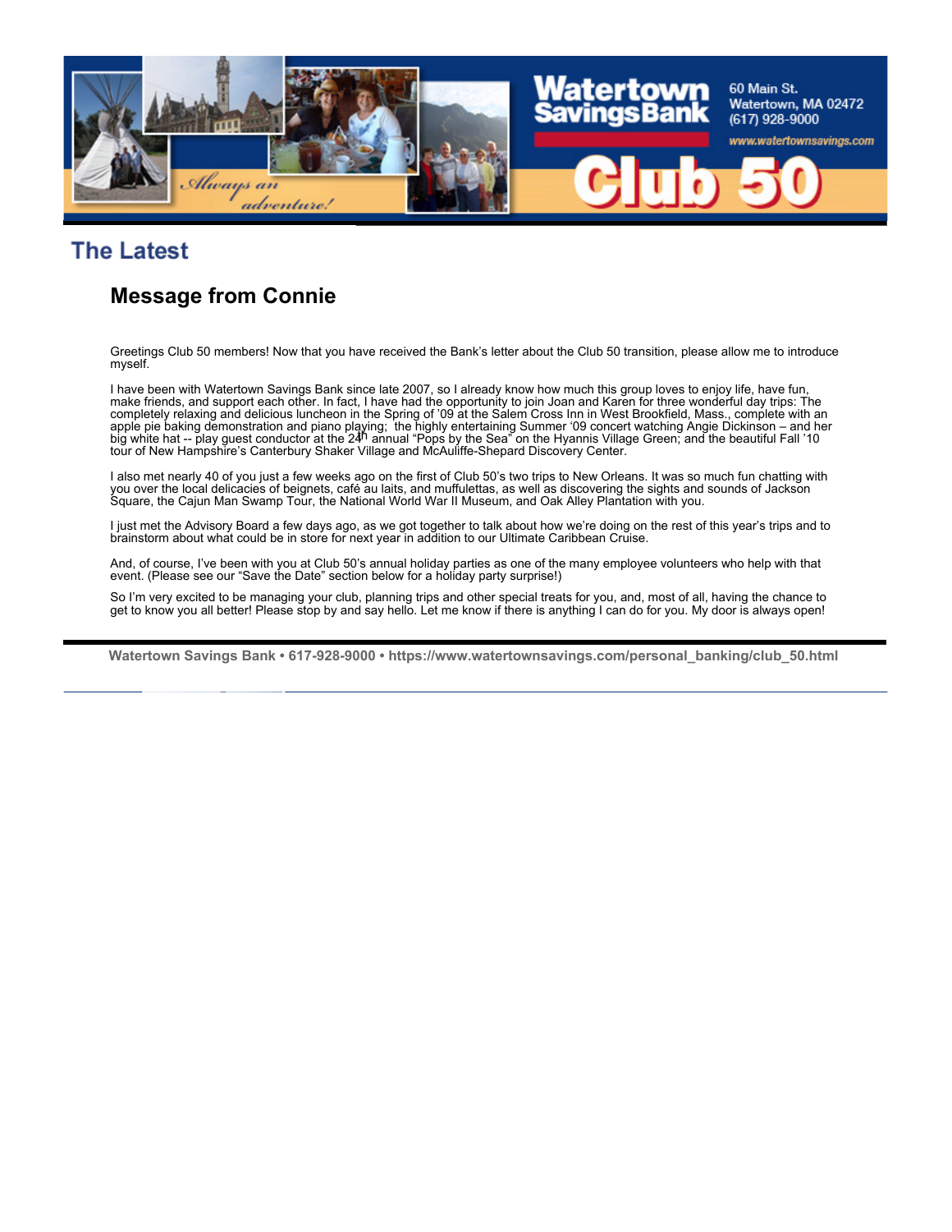## The Latest

### Message from Connie

Greetings Club 50 members! Now that you have received the Bank's letter about the Club 50 transition, please allow me to introduce myself.

I have been with Watertown Savings Bank since late 2007, so I already know how much this group loves to enjoy life, have fun, make friends, and support each other. In fact, I have had the opportunity to join Joan and Karen for three wonderful day trips: The completely relaxing and delicious luncheon in the Spring of '09 at the Salem Cross Inn in West Brookfield, Mass., complete with an apple pie baking demonstration and piano playing; the highly entertaining Summer '09 concert watching Angie Dickinson – and her big white hat -- play guest conductor at the 24th annual "Pops by the Sea" on the Hyannis Village Green; and the beautiful Fall '10 tour of New Hampshire's Canterbury Shaker Village and McAuliffe-Shepard Discovery Center.

I also met nearly 40 of you just a few weeks ago on the first of Club 50's two trips to New Orleans. It was so much fun chatting with you over the local delicacies of beignets, café au laits, and muffulettas, as well as discovering the sights and sounds of Jackson Square, the Cajun Man Swamp Tour, the National World War II Museum, and Oak Alley Plantation with you.

I just met the Advisory Board a few days ago, as we got together to talk about how we're doing on the rest of this year's trips and to brainstorm about what could be in store for next year in addition to our Ultimate Caribbean Cruise.

And, of course, I've been with you at Club 50's annual holiday parties as one of the many employee volunteers who help with that event. (Please see our "Save the Date" section below for a holiday party surprise!)

So I'm very excited to be managing your club, planning trips and other special treats for you, and, most of all, having the chance to get to know you all better! Please stop by and say hello. Let me know if there is anything I can do for you. My door is always open!

**Watertown Savings Bank • 617-928-9000 • https://www.watertownsavings.com/personal_banking/club_50.html**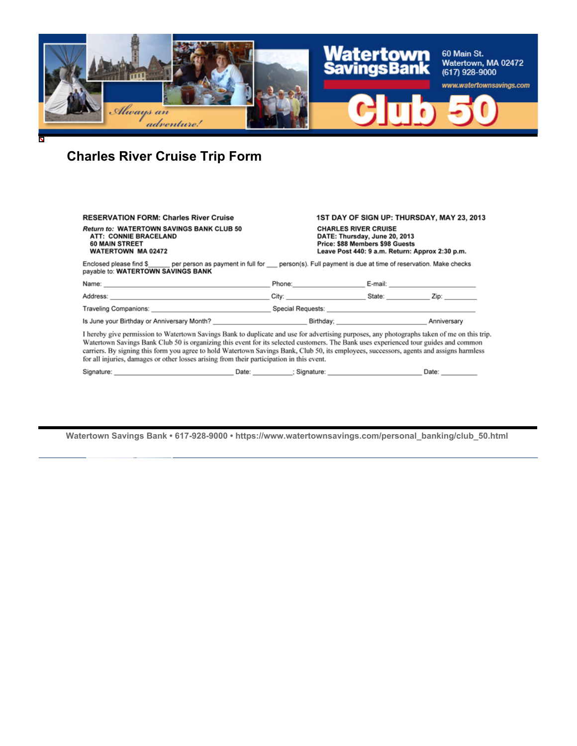Watertown Savings Bank

60 Main St.
Watertown, MA 02472
(617) 928-9000
www.watertownsavings.com

*Always an adventure!*

Club 50

# Charles River Cruise Trip Form

**RESERVATION FORM: Charles River Cruise**

***Return to:*** **WATERTOWN SAVINGS BANK CLUB 50**
**ATT: CONNIE BRACELAND**
**60 MAIN STREET**
**WATERTOWN MA 02472**

**1ST DAY OF SIGN UP: THURSDAY, MAY 23, 2013**

**CHARLES RIVER CRUISE**
**DATE: Thursday, June 20, 2013**
**Price: $88 Members $98 Guests**
**Leave Post 440: 9 a.m. Return: Approx 2:30 p.m.**

Enclosed please find $______ per person as payment in full for ___ person(s). Full payment is due at time of reservation. Make checks payable to: **WATERTOWN SAVINGS BANK**

Name: ______________________________ Phone: ________________ E-mail: ____________________

Address: ______________________________ City: ________________ State: __________ Zip: ________

Traveling Companions: ______________________________ Special Requests: ______________________________

Is June your Birthday or Anniversary Month? ______________________ Birthday; ______________________ Anniversary

I hereby give permission to Watertown Savings Bank to duplicate and use for advertising purposes, any photographs taken of me on this trip. Watertown Savings Bank Club 50 is organizing this event for its selected customers. The Bank uses experienced tour guides and common carriers. By signing this form you agree to hold Watertown Savings Bank, Club 50, its employees, successors, agents and assigns harmless for all injuries, damages or other losses arising from their participation in this event.

Signature: ____________________________ Date: __________; Signature: ______________________ Date: _________

**Watertown Savings Bank • 617-928-9000 • https://www.watertownsavings.com/personal_banking/club_50.html**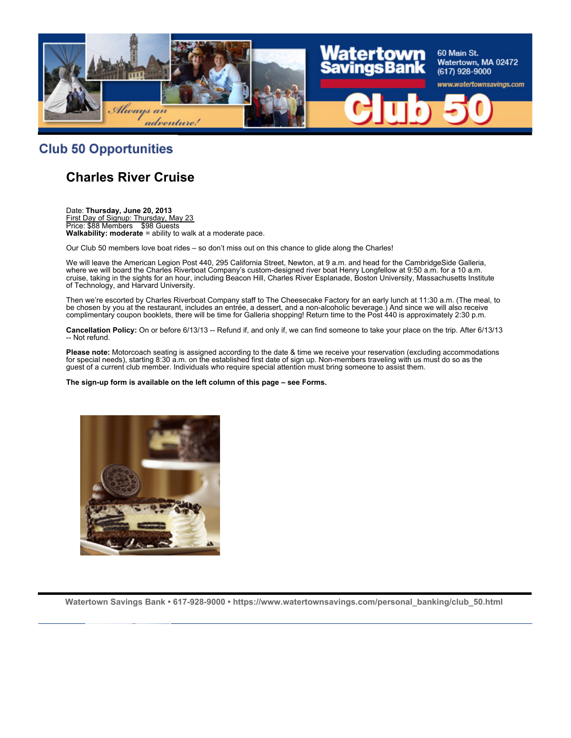## Club 50 Opportunities

### Charles River Cruise

Date: **Thursday, June 20, 2013**
First Day of Signup: Thursday, May 23
Price: $88 Members   $98 Guests
**Walkability: moderate** = ability to walk at a moderate pace.

Our Club 50 members love boat rides – so don't miss out on this chance to glide along the Charles!

We will leave the American Legion Post 440, 295 California Street, Newton, at 9 a.m. and head for the CambridgeSide Galleria, where we will board the Charles Riverboat Company's custom-designed river boat Henry Longfellow at 9:50 a.m. for a 10 a.m. cruise, taking in the sights for an hour, including Beacon Hill, Charles River Esplanade, Boston University, Massachusetts Institute of Technology, and Harvard University.

Then we're escorted by Charles Riverboat Company staff to The Cheesecake Factory for an early lunch at 11:30 a.m. (The meal, to be chosen by you at the restaurant, includes an entrée, a dessert, and a non-alcoholic beverage.) And since we will also receive complimentary coupon booklets, there will be time for Galleria shopping! Return time to the Post 440 is approximately 2:30 p.m.

**Cancellation Policy:** On or before 6/13/13 -- Refund if, and only if, we can find someone to take your place on the trip. After 6/13/13 -- Not refund.

**Please note:** Motorcoach seating is assigned according to the date & time we receive your reservation (excluding accommodations for special needs), starting 8:30 a.m. on the established first date of sign up. Non-members traveling with us must do so as the guest of a current club member. Individuals who require special attention must bring someone to assist them.

**The sign-up form is available on the left column of this page – see Forms.**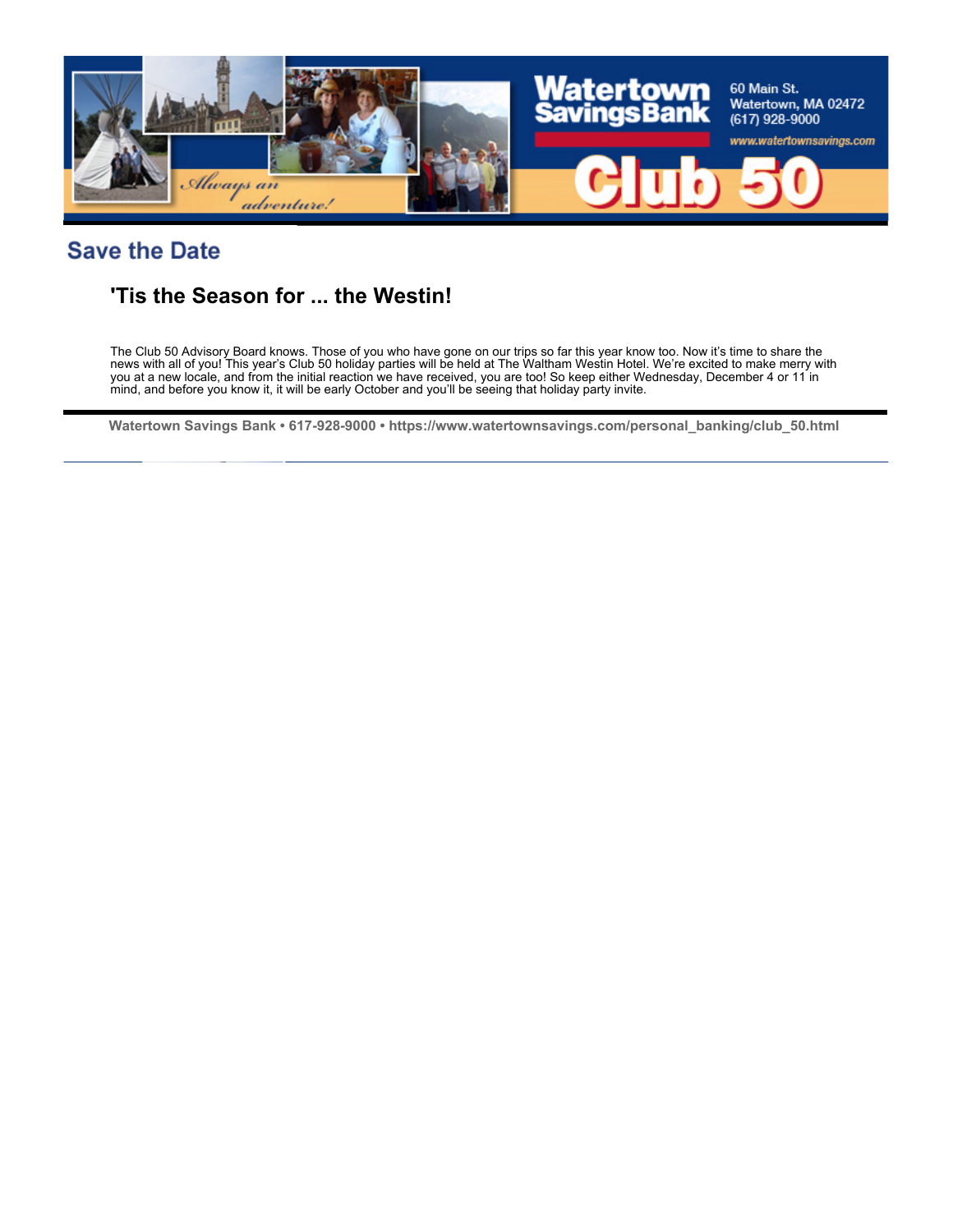## Save the Date

### 'Tis the Season for ... the Westin!

The Club 50 Advisory Board knows. Those of you who have gone on our trips so far this year know too. Now it's time to share the news with all of you! This year's Club 50 holiday parties will be held at The Waltham Westin Hotel. We're excited to make merry with you at a new locale, and from the initial reaction we have received, you are too! So keep either Wednesday, December 4 or 11 in mind, and before you know it, it will be early October and you'll be seeing that holiday party invite.

**Watertown Savings Bank • 617-928-9000 • https://www.watertownsavings.com/personal_banking/club_50.html**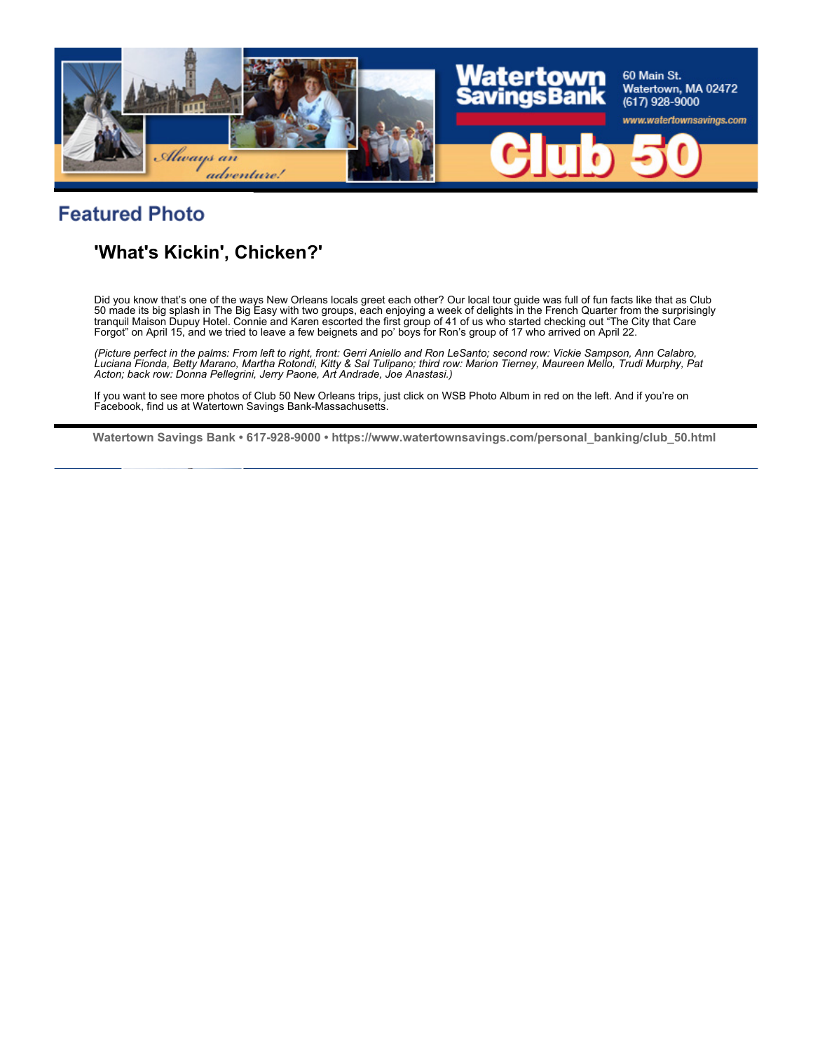## Featured Photo

### 'What's Kickin', Chicken?'

Did you know that's one of the ways New Orleans locals greet each other? Our local tour guide was full of fun facts like that as Club 50 made its big splash in The Big Easy with two groups, each enjoying a week of delights in the French Quarter from the surprisingly tranquil Maison Dupuy Hotel. Connie and Karen escorted the first group of 41 of us who started checking out "The City that Care Forgot" on April 15, and we tried to leave a few beignets and po' boys for Ron's group of 17 who arrived on April 22.

*(Picture perfect in the palms: From left to right, front: Gerri Aniello and Ron LeSanto; second row: Vickie Sampson, Ann Calabro, Luciana Fionda, Betty Marano, Martha Rotondi, Kitty & Sal Tulipano; third row: Marion Tierney, Maureen Mello, Trudi Murphy, Pat Acton; back row: Donna Pellegrini, Jerry Paone, Art Andrade, Joe Anastasi.)*

If you want to see more photos of Club 50 New Orleans trips, just click on WSB Photo Album in red on the left. And if you're on Facebook, find us at Watertown Savings Bank-Massachusetts.

**Watertown Savings Bank • 617-928-9000 • https://www.watertownsavings.com/personal_banking/club_50.html**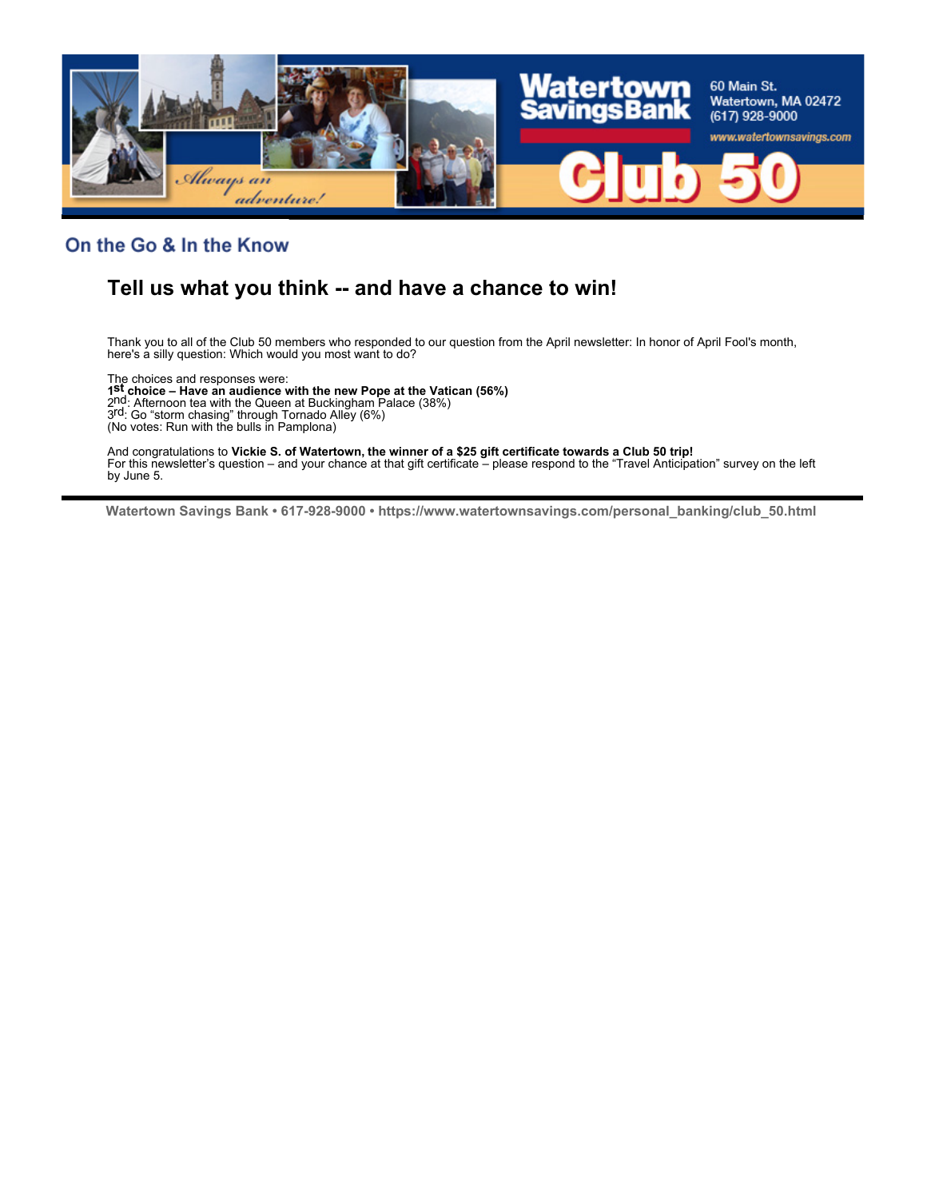Watertown Savings Bank

60 Main St.
Watertown, MA 02472
(617) 928-9000
www.watertownsavings.com

Always an adventure!

Club 50

## On the Go & In the Know

### Tell us what you think -- and have a chance to win!

Thank you to all of the Club 50 members who responded to our question from the April newsletter: In honor of April Fool's month, here's a silly question: Which would you most want to do?

The choices and responses were:
**1st choice – Have an audience with the new Pope at the Vatican (56%)**
2nd: Afternoon tea with the Queen at Buckingham Palace (38%)
3rd: Go "storm chasing" through Tornado Alley (6%)
(No votes: Run with the bulls in Pamplona)

And congratulations to **Vickie S. of Watertown, the winner of a $25 gift certificate towards a Club 50 trip!**
For this newsletter's question – and your chance at that gift certificate – please respond to the "Travel Anticipation" survey on the left by June 5.

**Watertown Savings Bank • 617-928-9000 • https://www.watertownsavings.com/personal_banking/club_50.html**